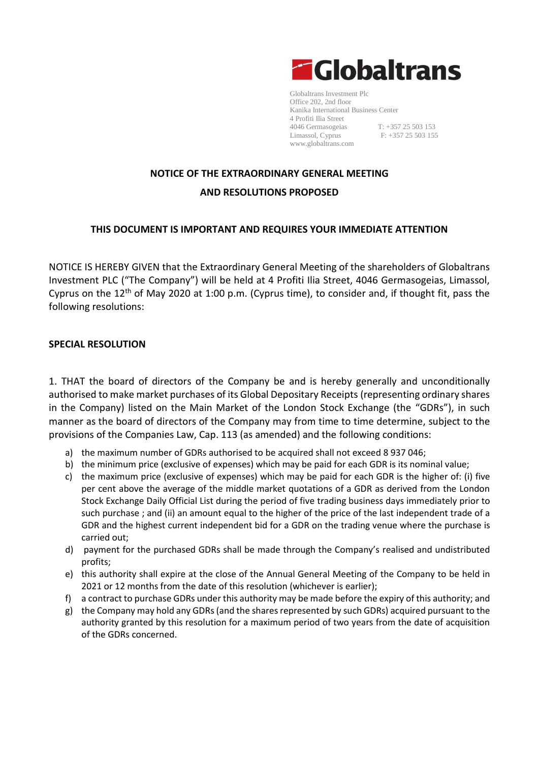Globaltrans

Globaltrans Investment Plc
Office 202, 2nd floor
Kanika International Business Center
4 Profiti Ilia Street
4046 Germasogeias T: +357 25 503 153
Limassol, Cyprus F: +357 25 503 155
www.globaltrans.com

## NOTICE OF THE EXTRAORDINARY GENERAL MEETING AND RESOLUTIONS PROPOSED

**THIS DOCUMENT IS IMPORTANT AND REQUIRES YOUR IMMEDIATE ATTENTION**

NOTICE IS HEREBY GIVEN that the Extraordinary General Meeting of the shareholders of Globaltrans Investment PLC ("The Company") will be held at 4 Profiti Ilia Street, 4046 Germasogeias, Limassol, Cyprus on the 12th of May 2020 at 1:00 p.m. (Cyprus time), to consider and, if thought fit, pass the following resolutions:

### SPECIAL RESOLUTION

1. THAT the board of directors of the Company be and is hereby generally and unconditionally authorised to make market purchases of its Global Depositary Receipts (representing ordinary shares in the Company) listed on the Main Market of the London Stock Exchange (the "GDRs"), in such manner as the board of directors of the Company may from time to time determine, subject to the provisions of the Companies Law, Cap. 113 (as amended) and the following conditions:

   a) the maximum number of GDRs authorised to be acquired shall not exceed 8 937 046;
   b) the minimum price (exclusive of expenses) which may be paid for each GDR is its nominal value;
   c) the maximum price (exclusive of expenses) which may be paid for each GDR is the higher of: (i) five per cent above the average of the middle market quotations of a GDR as derived from the London Stock Exchange Daily Official List during the period of five trading business days immediately prior to such purchase ; and (ii) an amount equal to the higher of the price of the last independent trade of a GDR and the highest current independent bid for a GDR on the trading venue where the purchase is carried out;
   d) payment for the purchased GDRs shall be made through the Company's realised and undistributed profits;
   e) this authority shall expire at the close of the Annual General Meeting of the Company to be held in 2021 or 12 months from the date of this resolution (whichever is earlier);
   f) a contract to purchase GDRs under this authority may be made before the expiry of this authority; and
   g) the Company may hold any GDRs (and the shares represented by such GDRs) acquired pursuant to the authority granted by this resolution for a maximum period of two years from the date of acquisition of the GDRs concerned.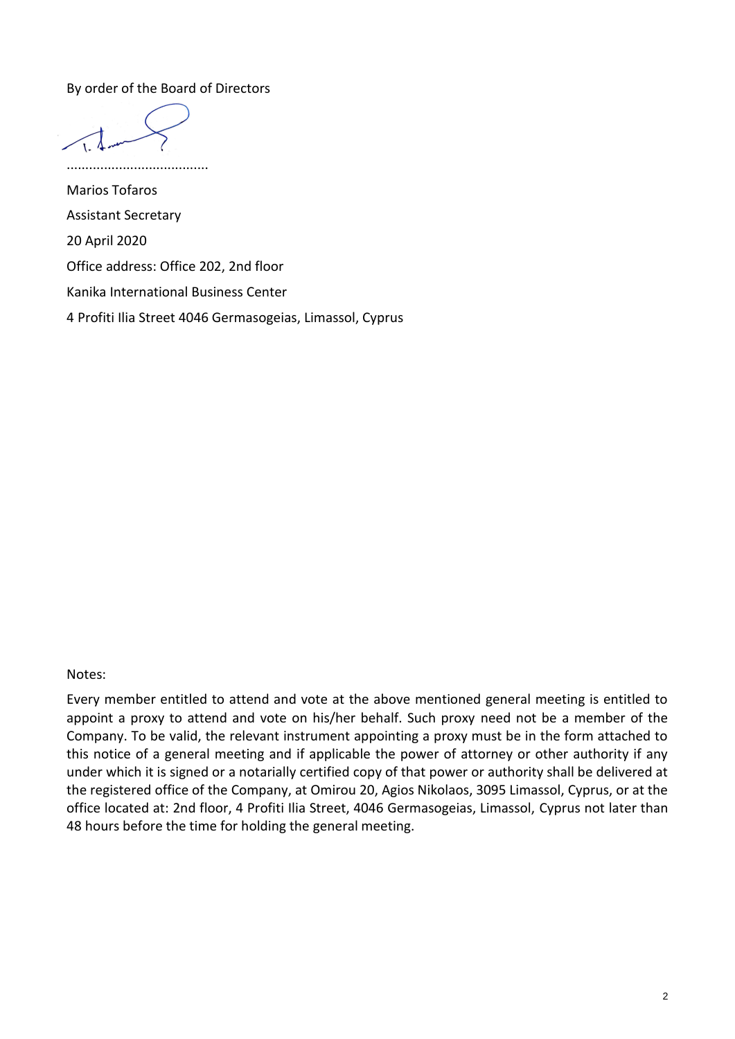By order of the Board of Directors

......................................

Marios Tofaros

Assistant Secretary

20 April 2020

Office address: Office 202, 2nd floor

Kanika International Business Center

4 Profiti Ilia Street 4046 Germasogeias, Limassol, Cyprus

Notes:

Every member entitled to attend and vote at the above mentioned general meeting is entitled to appoint a proxy to attend and vote on his/her behalf. Such proxy need not be a member of the Company. To be valid, the relevant instrument appointing a proxy must be in the form attached to this notice of a general meeting and if applicable the power of attorney or other authority if any under which it is signed or a notarially certified copy of that power or authority shall be delivered at the registered office of the Company, at Omirou 20, Agios Nikolaos, 3095 Limassol, Cyprus, or at the office located at: 2nd floor, 4 Profiti Ilia Street, 4046 Germasogeias, Limassol, Cyprus not later than 48 hours before the time for holding the general meeting.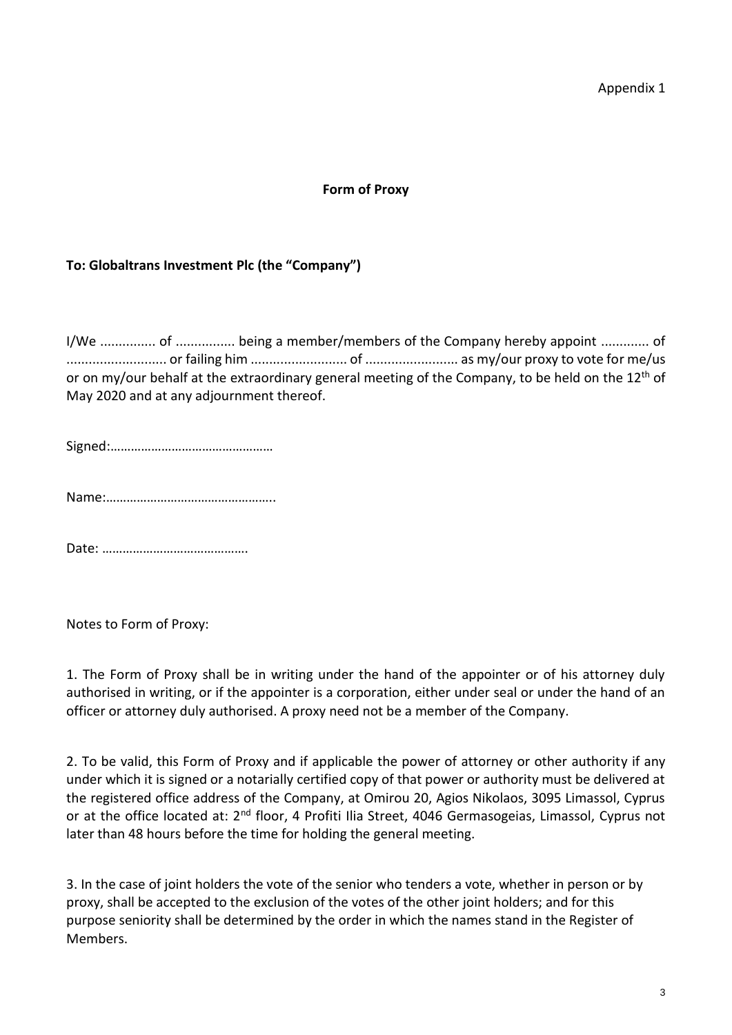Appendix 1

**Form of Proxy**

**To: Globaltrans Investment Plc (the "Company")**

I/We ............... of ................ being a member/members of the Company hereby appoint ............. of .......................... or failing him .......................... of ......................... as my/our proxy to vote for me/us or on my/our behalf at the extraordinary general meeting of the Company, to be held on the 12th of May 2020 and at any adjournment thereof.

Signed:…………………………………………

Name:…………………………………………..

Date: …………………………………….

Notes to Form of Proxy:

1. The Form of Proxy shall be in writing under the hand of the appointer or of his attorney duly authorised in writing, or if the appointer is a corporation, either under seal or under the hand of an officer or attorney duly authorised. A proxy need not be a member of the Company.

2. To be valid, this Form of Proxy and if applicable the power of attorney or other authority if any under which it is signed or a notarially certified copy of that power or authority must be delivered at the registered office address of the Company, at Omirou 20, Agios Nikolaos, 3095 Limassol, Cyprus or at the office located at: 2nd floor, 4 Profiti Ilia Street, 4046 Germasogeias, Limassol, Cyprus not later than 48 hours before the time for holding the general meeting.

3. In the case of joint holders the vote of the senior who tenders a vote, whether in person or by proxy, shall be accepted to the exclusion of the votes of the other joint holders; and for this purpose seniority shall be determined by the order in which the names stand in the Register of Members.